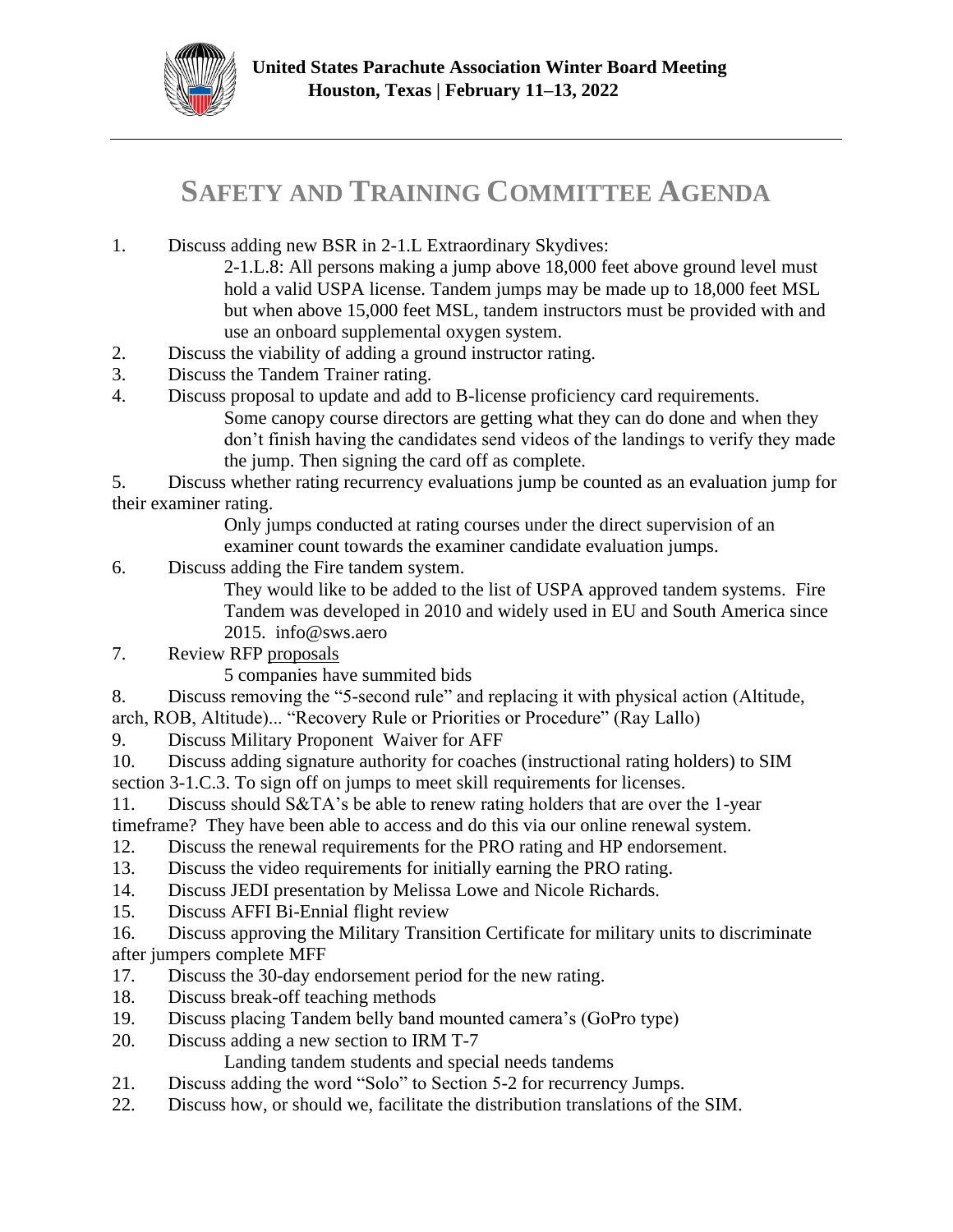**United States Parachute Association Winter Board Meeting**
**Houston, Texas | February 11–13, 2022**

---

# SAFETY AND TRAINING COMMITTEE AGENDA

1. Discuss adding new BSR in 2-1.L Extraordinary Skydives:
   2-1.L.8: All persons making a jump above 18,000 feet above ground level must hold a valid USPA license. Tandem jumps may be made up to 18,000 feet MSL but when above 15,000 feet MSL, tandem instructors must be provided with and use an onboard supplemental oxygen system.
2. Discuss the viability of adding a ground instructor rating.
3. Discuss the Tandem Trainer rating.
4. Discuss proposal to update and add to B-license proficiency card requirements.
   Some canopy course directors are getting what they can do done and when they don't finish having the candidates send videos of the landings to verify they made the jump. Then signing the card off as complete.
5. Discuss whether rating recurrency evaluations jump be counted as an evaluation jump for their examiner rating.
   Only jumps conducted at rating courses under the direct supervision of an examiner count towards the examiner candidate evaluation jumps.
6. Discuss adding the Fire tandem system.
   They would like to be added to the list of USPA approved tandem systems. Fire Tandem was developed in 2010 and widely used in EU and South America since 2015. info@sws.aero
7. Review RFP proposals
   5 companies have summited bids
8. Discuss removing the "5-second rule" and replacing it with physical action (Altitude, arch, ROB, Altitude)... "Recovery Rule or Priorities or Procedure" (Ray Lallo)
9. Discuss Military Proponent Waiver for AFF
10. Discuss adding signature authority for coaches (instructional rating holders) to SIM section 3-1.C.3. To sign off on jumps to meet skill requirements for licenses.
11. Discuss should S&TA's be able to renew rating holders that are over the 1-year timeframe? They have been able to access and do this via our online renewal system.
12. Discuss the renewal requirements for the PRO rating and HP endorsement.
13. Discuss the video requirements for initially earning the PRO rating.
14. Discuss JEDI presentation by Melissa Lowe and Nicole Richards.
15. Discuss AFFI Bi-Ennial flight review
16. Discuss approving the Military Transition Certificate for military units to discriminate after jumpers complete MFF
17. Discuss the 30-day endorsement period for the new rating.
18. Discuss break-off teaching methods
19. Discuss placing Tandem belly band mounted camera's (GoPro type)
20. Discuss adding a new section to IRM T-7
    Landing tandem students and special needs tandems
21. Discuss adding the word "Solo" to Section 5-2 for recurrency Jumps.
22. Discuss how, or should we, facilitate the distribution translations of the SIM.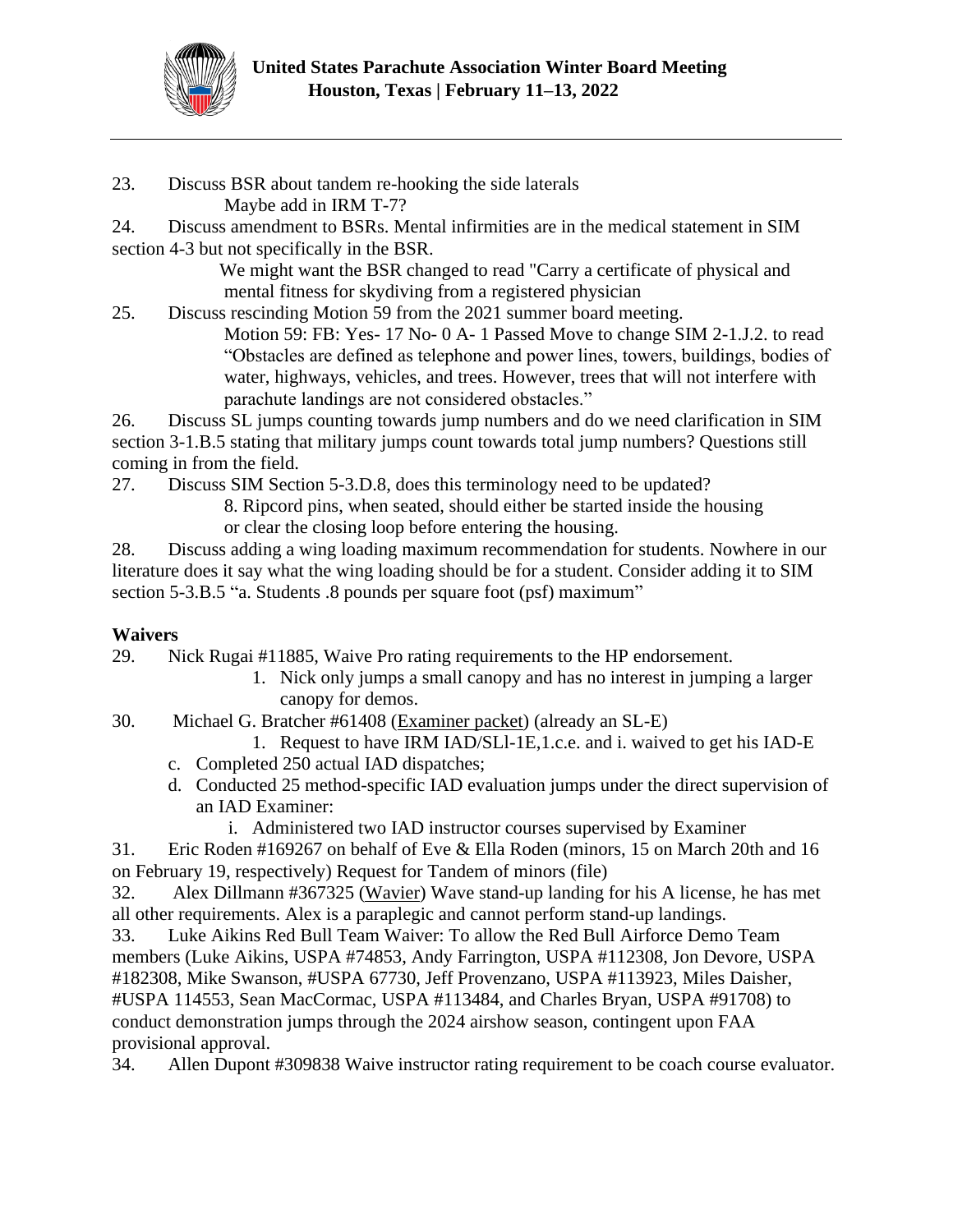23. Discuss BSR about tandem re-hooking the side laterals
    Maybe add in IRM T-7?
24. Discuss amendment to BSRs. Mental infirmities are in the medical statement in SIM section 4-3 but not specifically in the BSR.
    We might want the BSR changed to read "Carry a certificate of physical and mental fitness for skydiving from a registered physician
25. Discuss rescinding Motion 59 from the 2021 summer board meeting.
    Motion 59: FB: Yes- 17 No- 0 A- 1 Passed Move to change SIM 2-1.J.2. to read "Obstacles are defined as telephone and power lines, towers, buildings, bodies of water, highways, vehicles, and trees. However, trees that will not interfere with parachute landings are not considered obstacles."
26. Discuss SL jumps counting towards jump numbers and do we need clarification in SIM section 3-1.B.5 stating that military jumps count towards total jump numbers? Questions still coming in from the field.
27. Discuss SIM Section 5-3.D.8, does this terminology need to be updated?
    8. Ripcord pins, when seated, should either be started inside the housing or clear the closing loop before entering the housing.
28. Discuss adding a wing loading maximum recommendation for students. Nowhere in our literature does it say what the wing loading should be for a student. Consider adding it to SIM section 5-3.B.5 "a. Students .8 pounds per square foot (psf) maximum"

**Waivers**

29. Nick Rugai #11885, Waive Pro rating requirements to the HP endorsement.
    1. Nick only jumps a small canopy and has no interest in jumping a larger canopy for demos.
30. Michael G. Bratcher #61408 (Examiner packet) (already an SL-E)
    1. Request to have IRM IAD/SLl-1E,1.c.e. and i. waived to get his IAD-E
    c. Completed 250 actual IAD dispatches;
    d. Conducted 25 method-specific IAD evaluation jumps under the direct supervision of an IAD Examiner:
       i. Administered two IAD instructor courses supervised by Examiner
31. Eric Roden #169267 on behalf of Eve & Ella Roden (minors, 15 on March 20th and 16 on February 19, respectively) Request for Tandem of minors (file)
32. Alex Dillmann #367325 (Wavier) Wave stand-up landing for his A license, he has met all other requirements. Alex is a paraplegic and cannot perform stand-up landings.
33. Luke Aikins Red Bull Team Waiver: To allow the Red Bull Airforce Demo Team members (Luke Aikins, USPA #74853, Andy Farrington, USPA #112308, Jon Devore, USPA #182308, Mike Swanson, #USPA 67730, Jeff Provenzano, USPA #113923, Miles Daisher, #USPA 114553, Sean MacCormac, USPA #113484, and Charles Bryan, USPA #91708) to conduct demonstration jumps through the 2024 airshow season, contingent upon FAA provisional approval.
34. Allen Dupont #309838 Waive instructor rating requirement to be coach course evaluator.